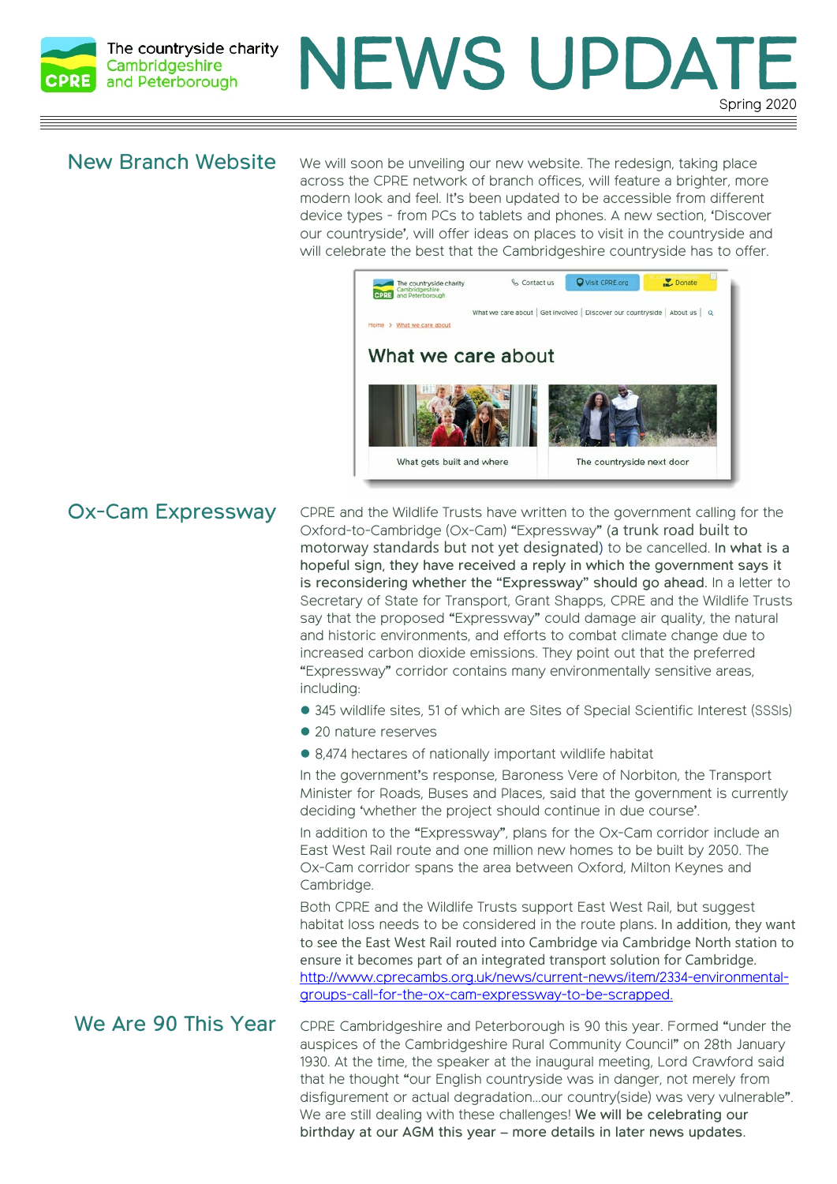The countryside charity
Cambridgeshire and Peterborough

# NEWS UPDATE

Spring 2020

## New Branch Website

We will soon be unveiling our new website. The redesign, taking place across the CPRE network of branch offices, will feature a brighter, more modern look and feel. It's been updated to be accessible from different device types - from PCs to tablets and phones. A new section, 'Discover our countryside', will offer ideas on places to visit in the countryside and will celebrate the best that the Cambridgeshire countryside has to offer.

## Ox-Cam Expressway

CPRE and the Wildlife Trusts have written to the government calling for the Oxford-to-Cambridge (Ox-Cam) "Expressway" (a trunk road built to motorway standards but not yet designated) to be cancelled. In what is a hopeful sign, they have received a reply in which the government says it is reconsidering whether the "Expressway" should go ahead. In a letter to Secretary of State for Transport, Grant Shapps, CPRE and the Wildlife Trusts say that the proposed "Expressway" could damage air quality, the natural and historic environments, and efforts to combat climate change due to increased carbon dioxide emissions. They point out that the preferred "Expressway" corridor contains many environmentally sensitive areas, including:

- 345 wildlife sites, 51 of which are Sites of Special Scientific Interest (SSSIs)
- 20 nature reserves
- 8,474 hectares of nationally important wildlife habitat

In the government's response, Baroness Vere of Norbiton, the Transport Minister for Roads, Buses and Places, said that the government is currently deciding 'whether the project should continue in due course'.

In addition to the "Expressway", plans for the Ox-Cam corridor include an East West Rail route and one million new homes to be built by 2050. The Ox-Cam corridor spans the area between Oxford, Milton Keynes and Cambridge.

Both CPRE and the Wildlife Trusts support East West Rail, but suggest habitat loss needs to be considered in the route plans. In addition, they want to see the East West Rail routed into Cambridge via Cambridge North station to ensure it becomes part of an integrated transport solution for Cambridge.
http://www.cprecambs.org.uk/news/current-news/item/2334-environmental-groups-call-for-the-ox-cam-expressway-to-be-scrapped.

## We Are 90 This Year

CPRE Cambridgeshire and Peterborough is 90 this year. Formed "under the auspices of the Cambridgeshire Rural Community Council" on 28th January 1930. At the time, the speaker at the inaugural meeting, Lord Crawford said that he thought "our English countryside was in danger, not merely from disfigurement or actual degradation…our country(side) was very vulnerable". We are still dealing with these challenges! We will be celebrating our birthday at our AGM this year – more details in later news updates.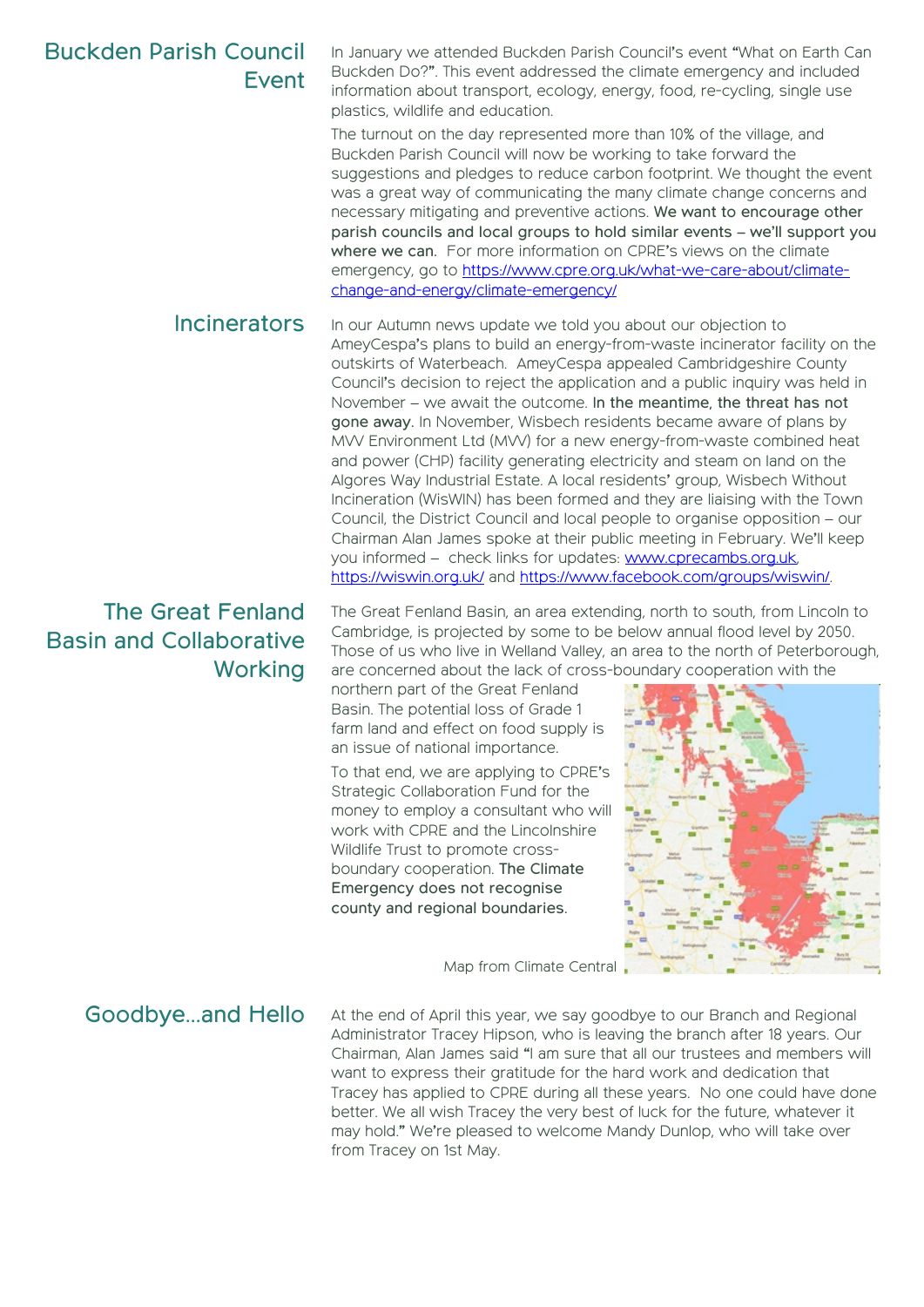## Buckden Parish Council Event

In January we attended Buckden Parish Council's event "What on Earth Can Buckden Do?". This event addressed the climate emergency and included information about transport, ecology, energy, food, re-cycling, single use plastics, wildlife and education.

The turnout on the day represented more than 10% of the village, and Buckden Parish Council will now be working to take forward the suggestions and pledges to reduce carbon footprint. We thought the event was a great way of communicating the many climate change concerns and necessary mitigating and preventive actions. **We want to encourage other parish councils and local groups to hold similar events – we'll support you where we can.** For more information on CPRE's views on the climate emergency, go to https://www.cpre.org.uk/what-we-care-about/climate-change-and-energy/climate-emergency/

## Incinerators

In our Autumn news update we told you about our objection to AmeyCespa's plans to build an energy-from-waste incinerator facility on the outskirts of Waterbeach. AmeyCespa appealed Cambridgeshire County Council's decision to reject the application and a public inquiry was held in November – we await the outcome. **In the meantime, the threat has not gone away.** In November, Wisbech residents became aware of plans by MVV Environment Ltd (MVV) for a new energy-from-waste combined heat and power (CHP) facility generating electricity and steam on land on the Algores Way Industrial Estate. A local residents' group, Wisbech Without Incineration (WisWIN) has been formed and they are liaising with the Town Council, the District Council and local people to organise opposition – our Chairman Alan James spoke at their public meeting in February. We'll keep you informed – check links for updates: www.cprecambs.org.uk, https://wiswin.org.uk/ and https://www.facebook.com/groups/wiswin/.

## The Great Fenland Basin and Collaborative Working

The Great Fenland Basin, an area extending, north to south, from Lincoln to Cambridge, is projected by some to be below annual flood level by 2050. Those of us who live in Welland Valley, an area to the north of Peterborough, are concerned about the lack of cross-boundary cooperation with the northern part of the Great Fenland Basin. The potential loss of Grade 1 farm land and effect on food supply is an issue of national importance.

To that end, we are applying to CPRE's Strategic Collaboration Fund for the money to employ a consultant who will work with CPRE and the Lincolnshire Wildlife Trust to promote cross-boundary cooperation. **The Climate Emergency does not recognise county and regional boundaries.**

Map from Climate Central

## Goodbye…and Hello

At the end of April this year, we say goodbye to our Branch and Regional Administrator Tracey Hipson, who is leaving the branch after 18 years. Our Chairman, Alan James said "I am sure that all our trustees and members will want to express their gratitude for the hard work and dedication that Tracey has applied to CPRE during all these years. No one could have done better. We all wish Tracey the very best of luck for the future, whatever it may hold." We're pleased to welcome Mandy Dunlop, who will take over from Tracey on 1st May.